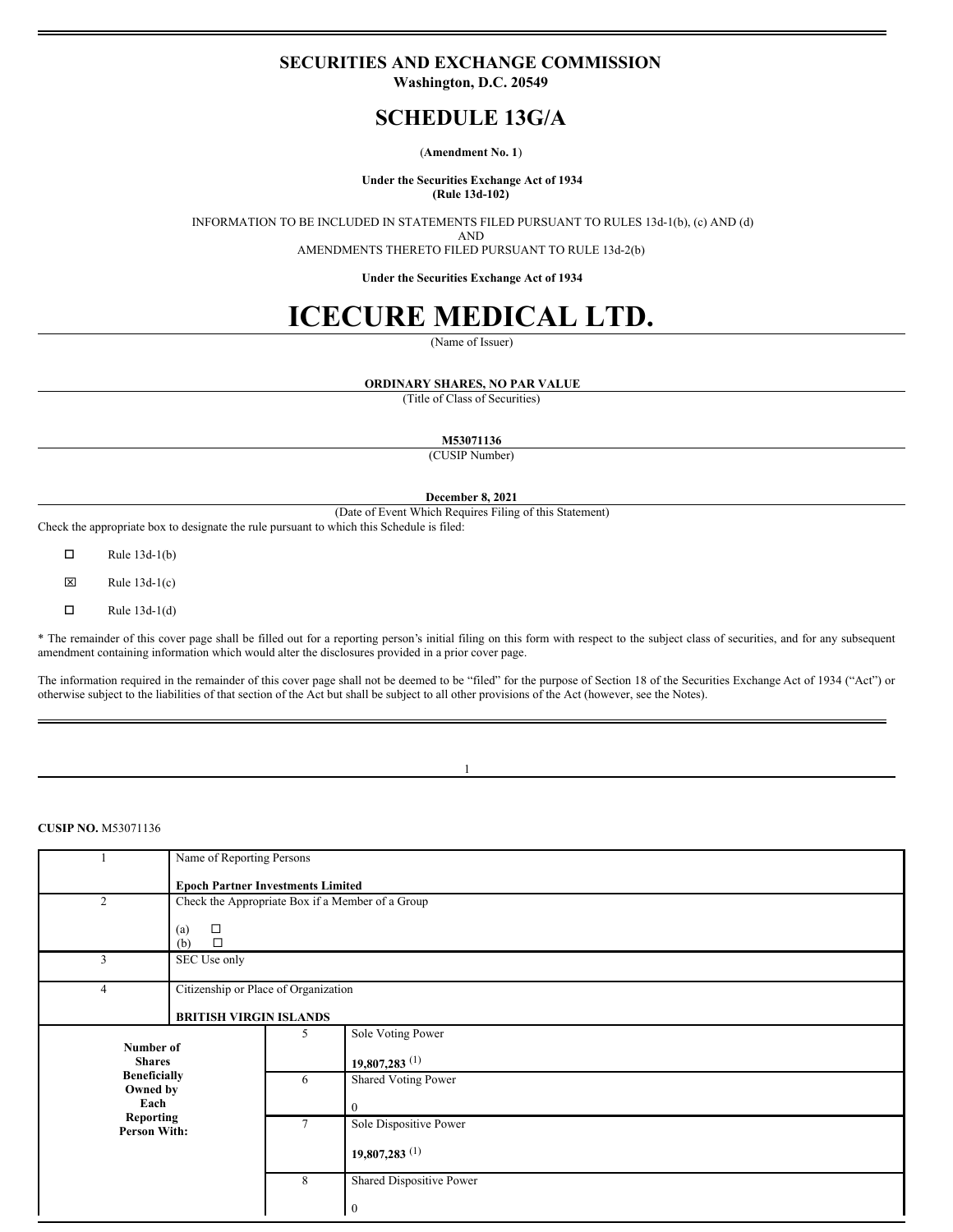# SECURITIES AND EXCHANGE COMMISSION

**Washington, D.C. 20549**

## SCHEDULE 13G/A

(**Amendment No. 1**)

**Under the Securities Exchange Act of 1934**
**(Rule 13d-102)**

INFORMATION TO BE INCLUDED IN STATEMENTS FILED PURSUANT TO RULES 13d-1(b), (c) AND (d)
AND
AMENDMENTS THERETO FILED PURSUANT TO RULE 13d-2(b)

**Under the Securities Exchange Act of 1934**

# ICECURE MEDICAL LTD.

(Name of Issuer)

**ORDINARY SHARES, NO PAR VALUE**

(Title of Class of Securities)

**M53071136**

(CUSIP Number)

**December 8, 2021**

(Date of Event Which Requires Filing of this Statement)

Check the appropriate box to designate the rule pursuant to which this Schedule is filed:

☐ Rule 13d-1(b)

☒ Rule 13d-1(c)

☐ Rule 13d-1(d)

* The remainder of this cover page shall be filled out for a reporting person's initial filing on this form with respect to the subject class of securities, and for any subsequent amendment containing information which would alter the disclosures provided in a prior cover page.

The information required in the remainder of this cover page shall not be deemed to be "filed" for the purpose of Section 18 of the Securities Exchange Act of 1934 ("Act") or otherwise subject to the liabilities of that section of the Act but shall be subject to all other provisions of the Act (however, see the Notes).

**CUSIP NO.** M53071136

| | | |
|---|---|---|
| 1 | Name of Reporting Persons<br><br>**Epoch Partner Investments Limited** | |
| 2 | Check the Appropriate Box if a Member of a Group<br><br>(a) ☐<br>(b) ☐ | |
| 3 | SEC Use only | |
| 4 | Citizenship or Place of Organization<br><br>**BRITISH VIRGIN ISLANDS** | |
| **Number of Shares Beneficially Owned by Each Reporting Person With:** | 5 | Sole Voting Power<br><br>**19,807,283** (1) |
| | 6 | Shared Voting Power<br><br>0 |
| | 7 | Sole Dispositive Power<br><br>**19,807,283** (1) |
| | 8 | Shared Dispositive Power<br><br>0 |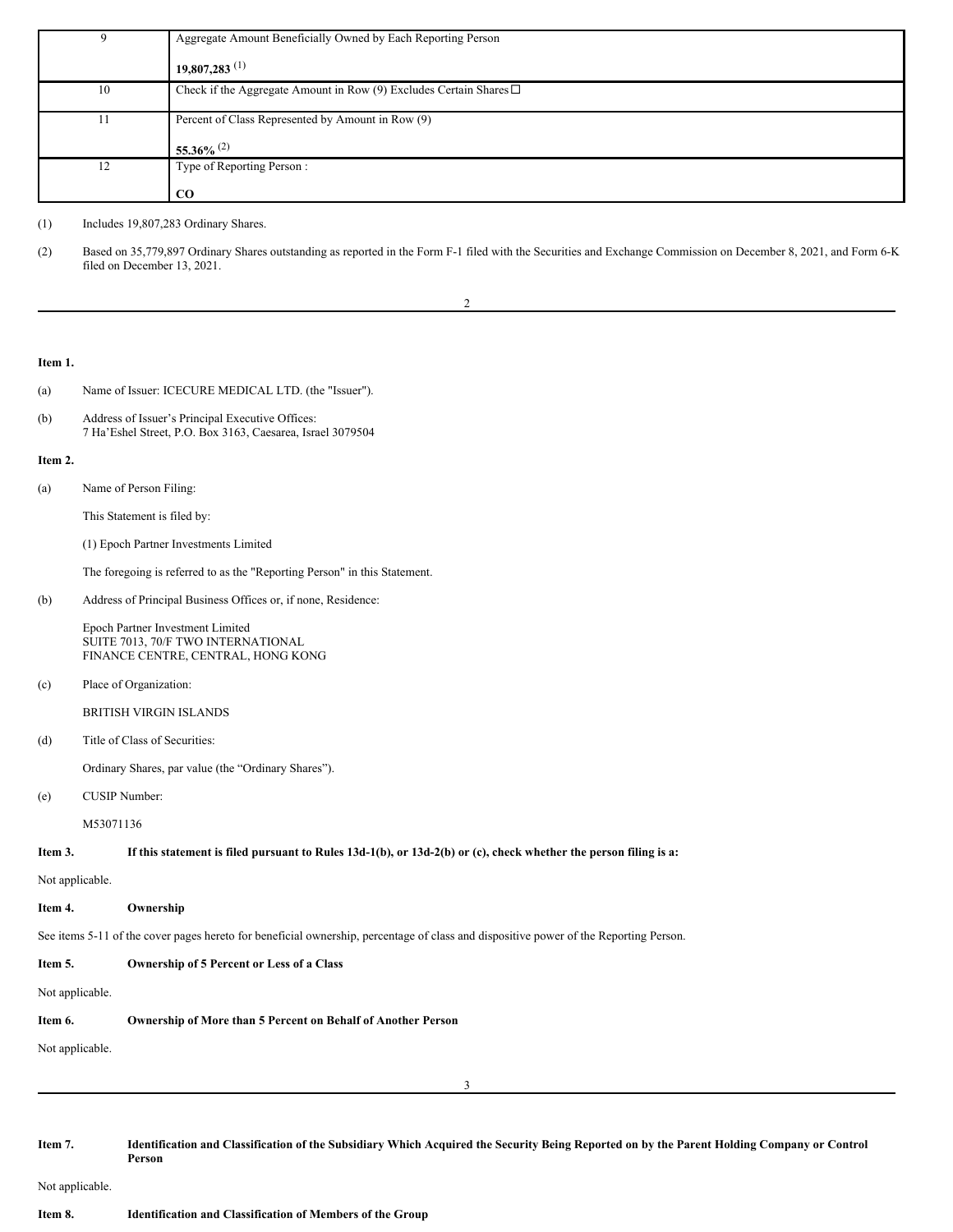| 9 | Aggregate Amount Beneficially Owned by Each Reporting Person<br><br>**19,807,283** (1) |
|---|---|
| 10 | Check if the Aggregate Amount in Row (9) Excludes Certain Shares ☐ |
| 11 | Percent of Class Represented by Amount in Row (9)<br><br>**55.36%** (2) |
| 12 | Type of Reporting Person :<br><br>**CO** |

(1) Includes 19,807,283 Ordinary Shares.

(2) Based on 35,779,897 Ordinary Shares outstanding as reported in the Form F-1 filed with the Securities and Exchange Commission on December 8, 2021, and Form 6-K filed on December 13, 2021.

**Item 1.**

(a) Name of Issuer: ICECURE MEDICAL LTD. (the "Issuer").

(b) Address of Issuer's Principal Executive Offices:
7 Ha'Eshel Street, P.O. Box 3163, Caesarea, Israel 3079504

**Item 2.**

(a) Name of Person Filing:

This Statement is filed by:

(1) Epoch Partner Investments Limited

The foregoing is referred to as the "Reporting Person" in this Statement.

(b) Address of Principal Business Offices or, if none, Residence:

Epoch Partner Investment Limited
SUITE 7013, 70/F TWO INTERNATIONAL
FINANCE CENTRE, CENTRAL, HONG KONG

(c) Place of Organization:

BRITISH VIRGIN ISLANDS

(d) Title of Class of Securities:

Ordinary Shares, par value (the "Ordinary Shares").

(e) CUSIP Number:

M53071136

**Item 3. If this statement is filed pursuant to Rules 13d-1(b), or 13d-2(b) or (c), check whether the person filing is a:**

Not applicable.

**Item 4. Ownership**

See items 5-11 of the cover pages hereto for beneficial ownership, percentage of class and dispositive power of the Reporting Person.

**Item 5. Ownership of 5 Percent or Less of a Class**

Not applicable.

**Item 6. Ownership of More than 5 Percent on Behalf of Another Person**

Not applicable.

**Item 7. Identification and Classification of the Subsidiary Which Acquired the Security Being Reported on by the Parent Holding Company or Control Person**

Not applicable.

**Item 8. Identification and Classification of Members of the Group**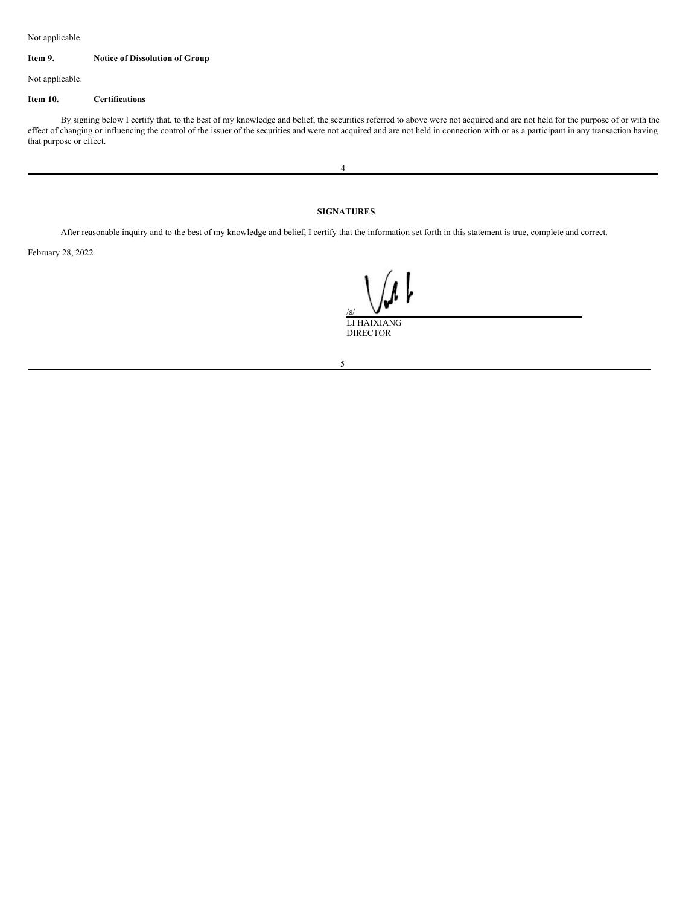Not applicable.

**Item 9. Notice of Dissolution of Group**

Not applicable.

**Item 10. Certifications**

By signing below I certify that, to the best of my knowledge and belief, the securities referred to above were not acquired and are not held for the purpose of or with the effect of changing or influencing the control of the issuer of the securities and were not acquired and are not held in connection with or as a participant in any transaction having that purpose or effect.

**SIGNATURES**

After reasonable inquiry and to the best of my knowledge and belief, I certify that the information set forth in this statement is true, complete and correct.

February 28, 2022

/s/

LI HAIXIANG

DIRECTOR